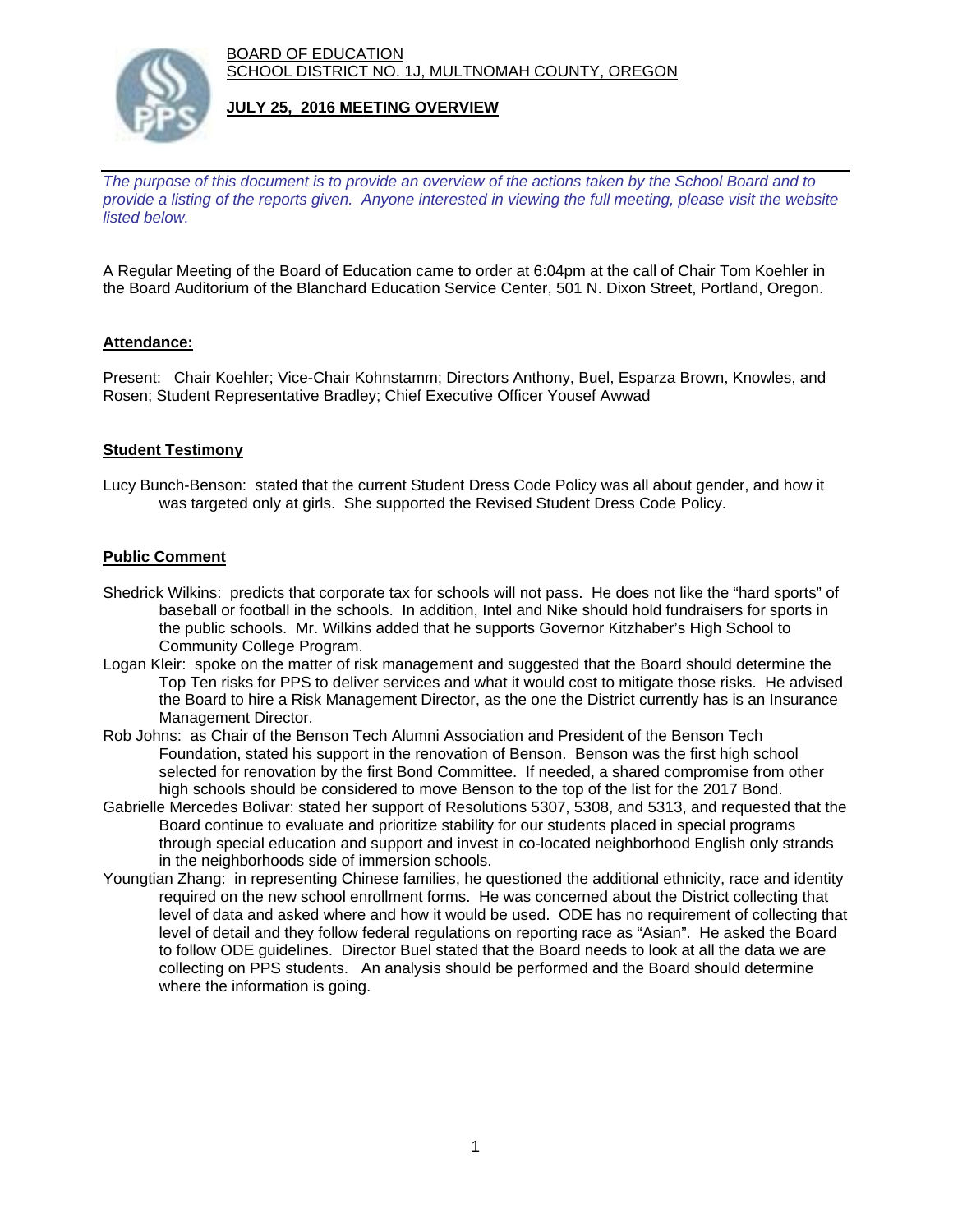BOARD OF EDUCATION
SCHOOL DISTRICT NO. 1J, MULTNOMAH COUNTY, OREGON

**JULY 25, 2016 MEETING OVERVIEW**

*The purpose of this document is to provide an overview of the actions taken by the School Board and to provide a listing of the reports given. Anyone interested in viewing the full meeting, please visit the website listed below.*

A Regular Meeting of the Board of Education came to order at 6:04pm at the call of Chair Tom Koehler in the Board Auditorium of the Blanchard Education Service Center, 501 N. Dixon Street, Portland, Oregon.

**Attendance:**

Present: Chair Koehler; Vice-Chair Kohnstamm; Directors Anthony, Buel, Esparza Brown, Knowles, and Rosen; Student Representative Bradley; Chief Executive Officer Yousef Awwad

**Student Testimony**

Lucy Bunch-Benson: stated that the current Student Dress Code Policy was all about gender, and how it was targeted only at girls. She supported the Revised Student Dress Code Policy.

**Public Comment**

Shedrick Wilkins: predicts that corporate tax for schools will not pass. He does not like the "hard sports" of baseball or football in the schools. In addition, Intel and Nike should hold fundraisers for sports in the public schools. Mr. Wilkins added that he supports Governor Kitzhaber's High School to Community College Program.

Logan Kleir: spoke on the matter of risk management and suggested that the Board should determine the Top Ten risks for PPS to deliver services and what it would cost to mitigate those risks. He advised the Board to hire a Risk Management Director, as the one the District currently has is an Insurance Management Director.

Rob Johns: as Chair of the Benson Tech Alumni Association and President of the Benson Tech Foundation, stated his support in the renovation of Benson. Benson was the first high school selected for renovation by the first Bond Committee. If needed, a shared compromise from other high schools should be considered to move Benson to the top of the list for the 2017 Bond.

Gabrielle Mercedes Bolivar: stated her support of Resolutions 5307, 5308, and 5313, and requested that the Board continue to evaluate and prioritize stability for our students placed in special programs through special education and support and invest in co-located neighborhood English only strands in the neighborhoods side of immersion schools.

Youngtian Zhang: in representing Chinese families, he questioned the additional ethnicity, race and identity required on the new school enrollment forms. He was concerned about the District collecting that level of data and asked where and how it would be used. ODE has no requirement of collecting that level of detail and they follow federal regulations on reporting race as "Asian". He asked the Board to follow ODE guidelines. Director Buel stated that the Board needs to look at all the data we are collecting on PPS students. An analysis should be performed and the Board should determine where the information is going.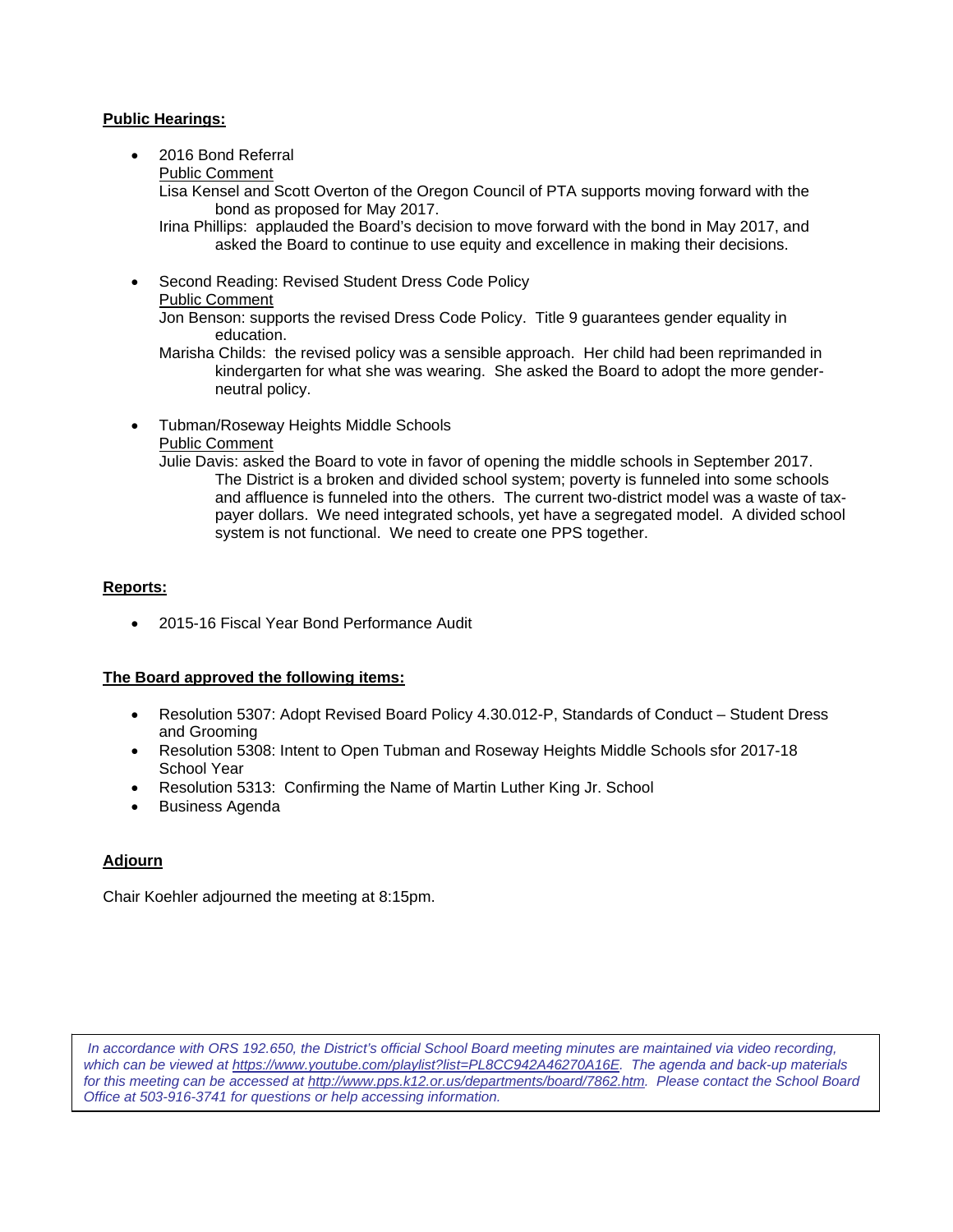**Public Hearings:**

- 2016 Bond Referral
  
  Public Comment
  
  Lisa Kensel and Scott Overton of the Oregon Council of PTA supports moving forward with the bond as proposed for May 2017.
  
  Irina Phillips: applauded the Board's decision to move forward with the bond in May 2017, and asked the Board to continue to use equity and excellence in making their decisions.

- Second Reading: Revised Student Dress Code Policy
  
  Public Comment
  
  Jon Benson: supports the revised Dress Code Policy. Title 9 guarantees gender equality in education.
  
  Marisha Childs: the revised policy was a sensible approach. Her child had been reprimanded in kindergarten for what she was wearing. She asked the Board to adopt the more gender-neutral policy.

- Tubman/Roseway Heights Middle Schools
  
  Public Comment
  
  Julie Davis: asked the Board to vote in favor of opening the middle schools in September 2017. The District is a broken and divided school system; poverty is funneled into some schools and affluence is funneled into the others. The current two-district model was a waste of tax-payer dollars. We need integrated schools, yet have a segregated model. A divided school system is not functional. We need to create one PPS together.

**Reports:**

- 2015-16 Fiscal Year Bond Performance Audit

**The Board approved the following items:**

- Resolution 5307: Adopt Revised Board Policy 4.30.012-P, Standards of Conduct – Student Dress and Grooming
- Resolution 5308: Intent to Open Tubman and Roseway Heights Middle Schools sfor 2017-18 School Year
- Resolution 5313: Confirming the Name of Martin Luther King Jr. School
- Business Agenda

**Adjourn**

Chair Koehler adjourned the meeting at 8:15pm.

*In accordance with ORS 192.650, the District's official School Board meeting minutes are maintained via video recording, which can be viewed at https://www.youtube.com/playlist?list=PL8CC942A46270A16E. The agenda and back-up materials for this meeting can be accessed at http://www.pps.k12.or.us/departments/board/7862.htm. Please contact the School Board Office at 503-916-3741 for questions or help accessing information.*